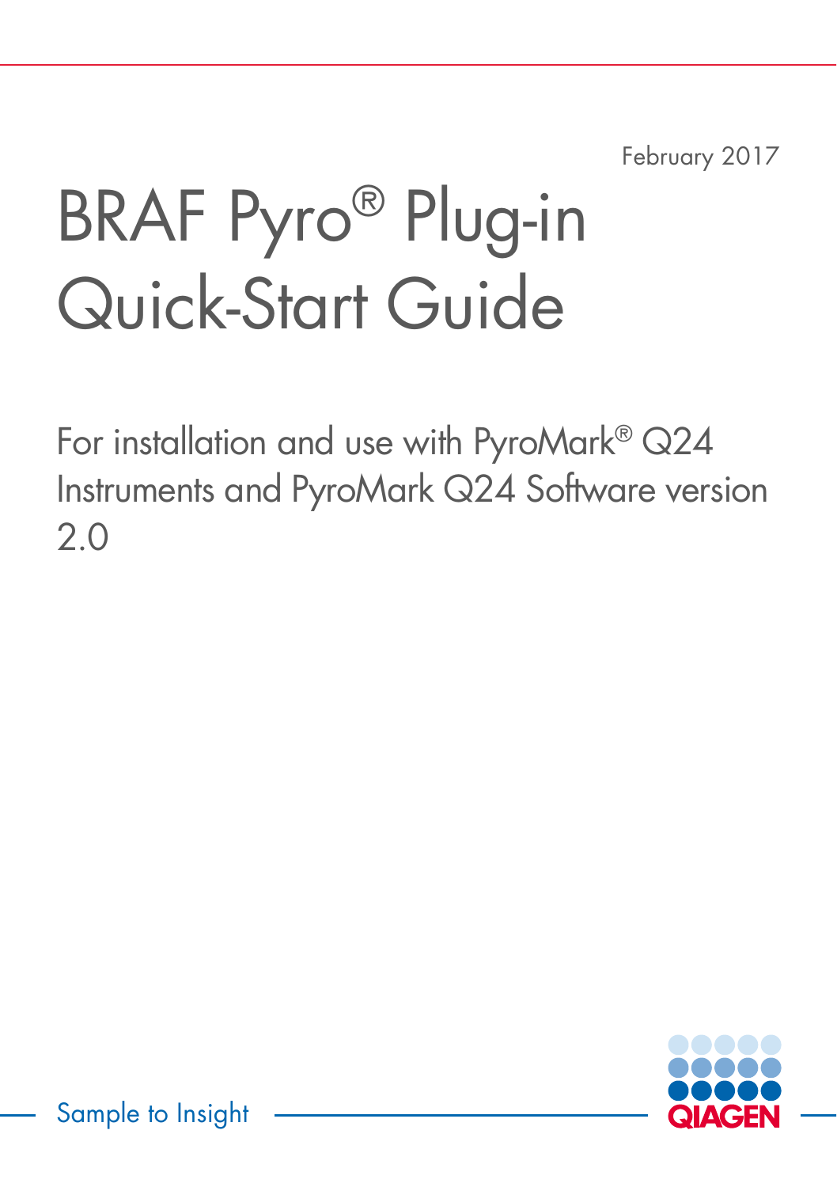February 2017

# BRAF Pyro® Plug-in Quick-Start Guide

For installation and use with PyroMark® Q24 Instruments and PyroMark Q24 Software version 2.0

Sample to Insight

QIAGEN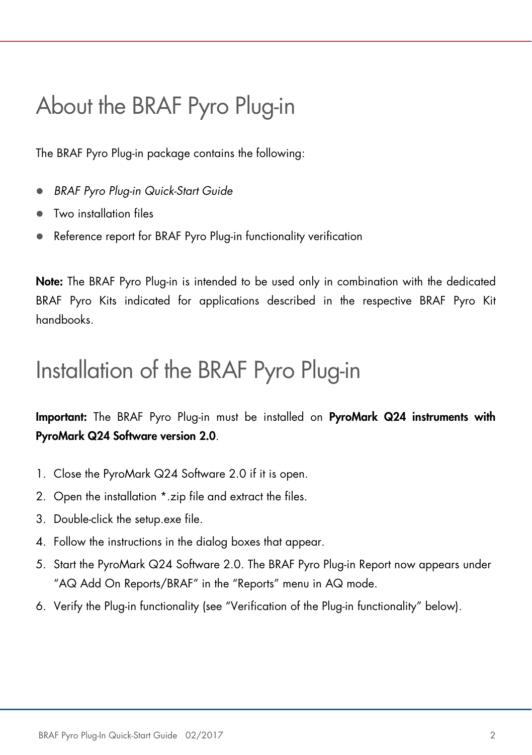# About the BRAF Pyro Plug-in

The BRAF Pyro Plug-in package contains the following:

- *BRAF Pyro Plug-in Quick-Start Guide*
- Two installation files
- Reference report for BRAF Pyro Plug-in functionality verification

**Note:** The BRAF Pyro Plug-in is intended to be used only in combination with the dedicated BRAF Pyro Kits indicated for applications described in the respective BRAF Pyro Kit handbooks.

# Installation of the BRAF Pyro Plug-in

**Important:** The BRAF Pyro Plug-in must be installed on **PyroMark Q24 instruments with PyroMark Q24 Software version 2.0**.

1. Close the PyroMark Q24 Software 2.0 if it is open.
2. Open the installation *.zip file and extract the files.
3. Double-click the setup.exe file.
4. Follow the instructions in the dialog boxes that appear.
5. Start the PyroMark Q24 Software 2.0. The BRAF Pyro Plug-in Report now appears under "AQ Add On Reports/BRAF" in the "Reports" menu in AQ mode.
6. Verify the Plug-in functionality (see "Verification of the Plug-in functionality" below).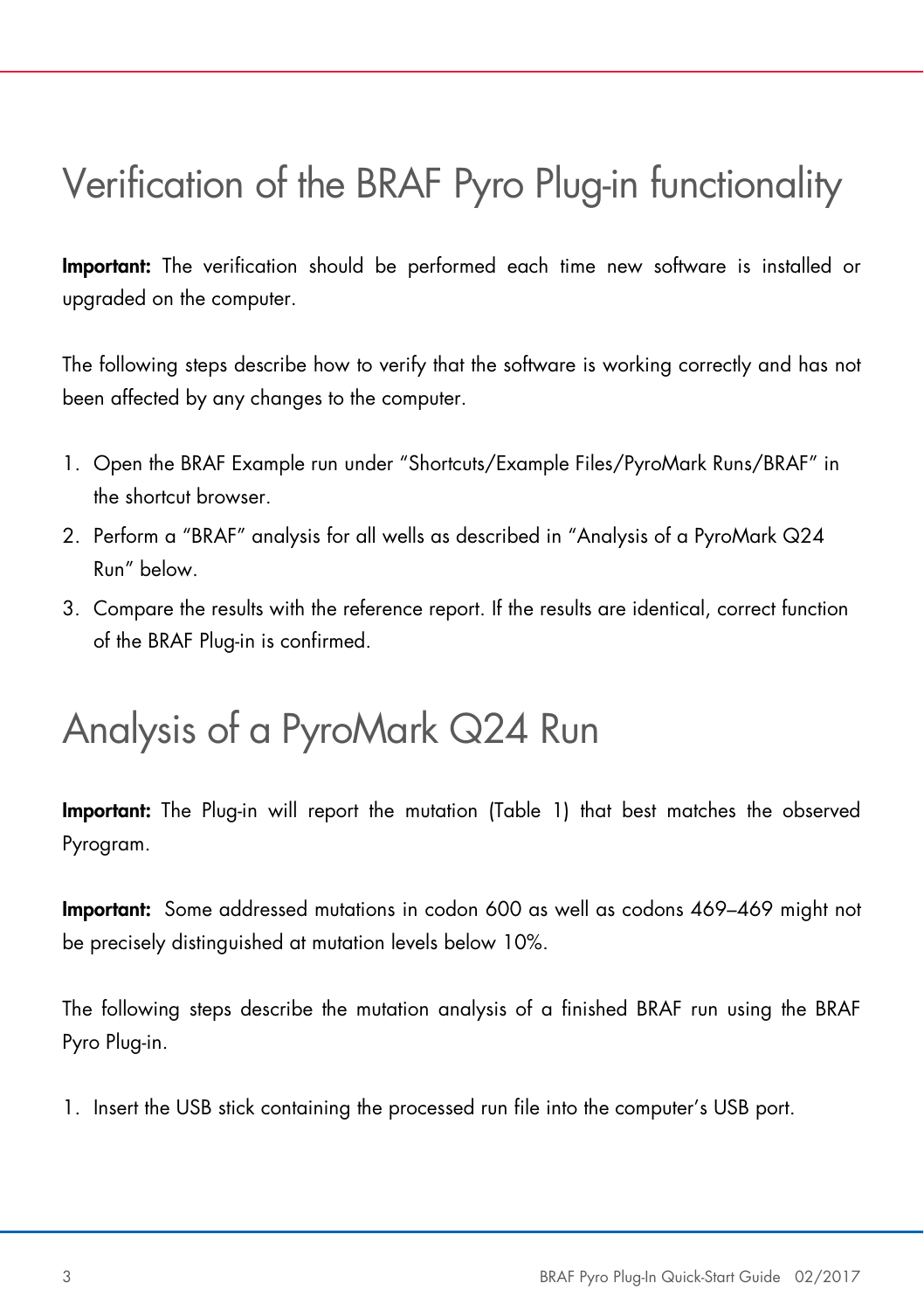# Verification of the BRAF Pyro Plug-in functionality

**Important:** The verification should be performed each time new software is installed or upgraded on the computer.

The following steps describe how to verify that the software is working correctly and has not been affected by any changes to the computer.

1. Open the BRAF Example run under "Shortcuts/Example Files/PyroMark Runs/BRAF" in the shortcut browser.
2. Perform a "BRAF" analysis for all wells as described in "Analysis of a PyroMark Q24 Run" below.
3. Compare the results with the reference report. If the results are identical, correct function of the BRAF Plug-in is confirmed.

# Analysis of a PyroMark Q24 Run

**Important:** The Plug-in will report the mutation (Table 1) that best matches the observed Pyrogram.

**Important:** Some addressed mutations in codon 600 as well as codons 469–469 might not be precisely distinguished at mutation levels below 10%.

The following steps describe the mutation analysis of a finished BRAF run using the BRAF Pyro Plug-in.

1. Insert the USB stick containing the processed run file into the computer's USB port.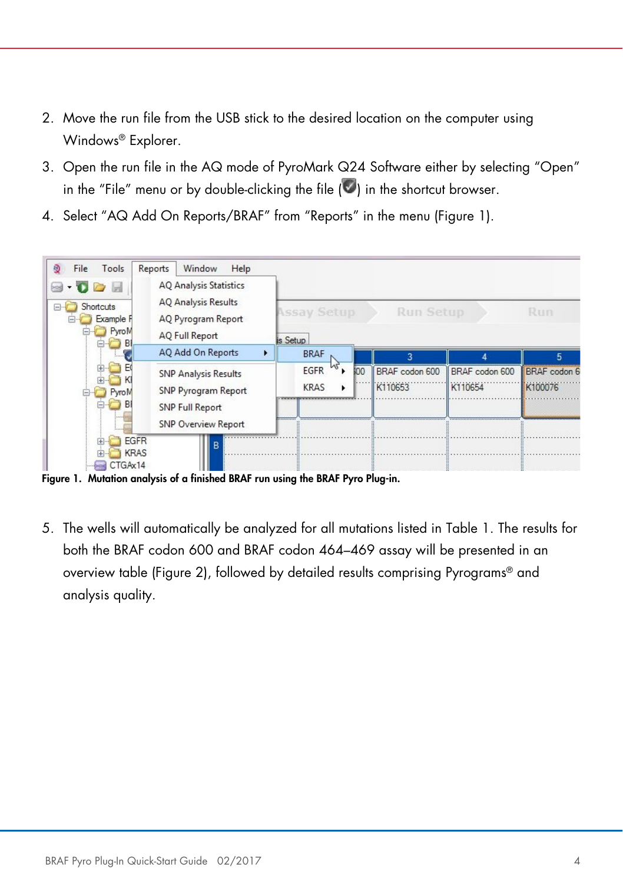2. Move the run file from the USB stick to the desired location on the computer using Windows® Explorer.
3. Open the run file in the AQ mode of PyroMark Q24 Software either by selecting "Open" in the "File" menu or by double-clicking the file ( ) in the shortcut browser.
4. Select "AQ Add On Reports/BRAF" from "Reports" in the menu (Figure 1).

**Figure 1. Mutation analysis of a finished BRAF run using the BRAF Pyro Plug-in.**

5. The wells will automatically be analyzed for all mutations listed in Table 1. The results for both the BRAF codon 600 and BRAF codon 464–469 assay will be presented in an overview table (Figure 2), followed by detailed results comprising Pyrograms® and analysis quality.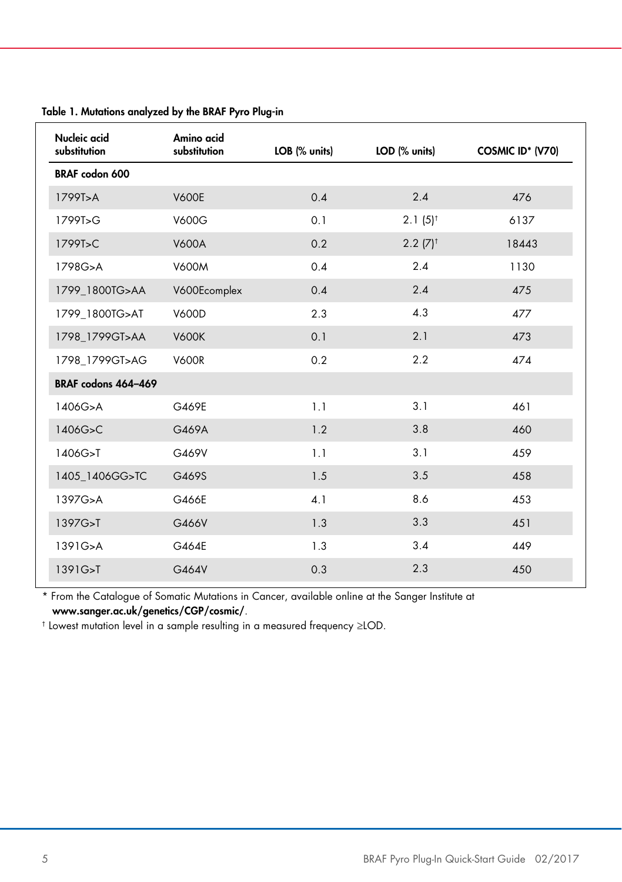**Table 1. Mutations analyzed by the BRAF Pyro Plug-in**

| Nucleic acid substitution | Amino acid substitution | LOB (% units) | LOD (% units) | COSMIC ID* (V70) |
|---|---|---|---|---|
| **BRAF codon 600** | | | | |
| 1799T>A | V600E | 0.4 | 2.4 | 476 |
| 1799T>G | V600G | 0.1 | 2.1 (5)† | 6137 |
| 1799T>C | V600A | 0.2 | 2.2 (7)† | 18443 |
| 1798G>A | V600M | 0.4 | 2.4 | 1130 |
| 1799_1800TG>AA | V600Ecomplex | 0.4 | 2.4 | 475 |
| 1799_1800TG>AT | V600D | 2.3 | 4.3 | 477 |
| 1798_1799GT>AA | V600K | 0.1 | 2.1 | 473 |
| 1798_1799GT>AG | V600R | 0.2 | 2.2 | 474 |
| **BRAF codons 464–469** | | | | |
| 1406G>A | G469E | 1.1 | 3.1 | 461 |
| 1406G>C | G469A | 1.2 | 3.8 | 460 |
| 1406G>T | G469V | 1.1 | 3.1 | 459 |
| 1405_1406GG>TC | G469S | 1.5 | 3.5 | 458 |
| 1397G>A | G466E | 4.1 | 8.6 | 453 |
| 1397G>T | G466V | 1.3 | 3.3 | 451 |
| 1391G>A | G464E | 1.3 | 3.4 | 449 |
| 1391G>T | G464V | 0.3 | 2.3 | 450 |

\* From the Catalogue of Somatic Mutations in Cancer, available online at the Sanger Institute at **www.sanger.ac.uk/genetics/CGP/cosmic/**.

† Lowest mutation level in a sample resulting in a measured frequency ≥LOD.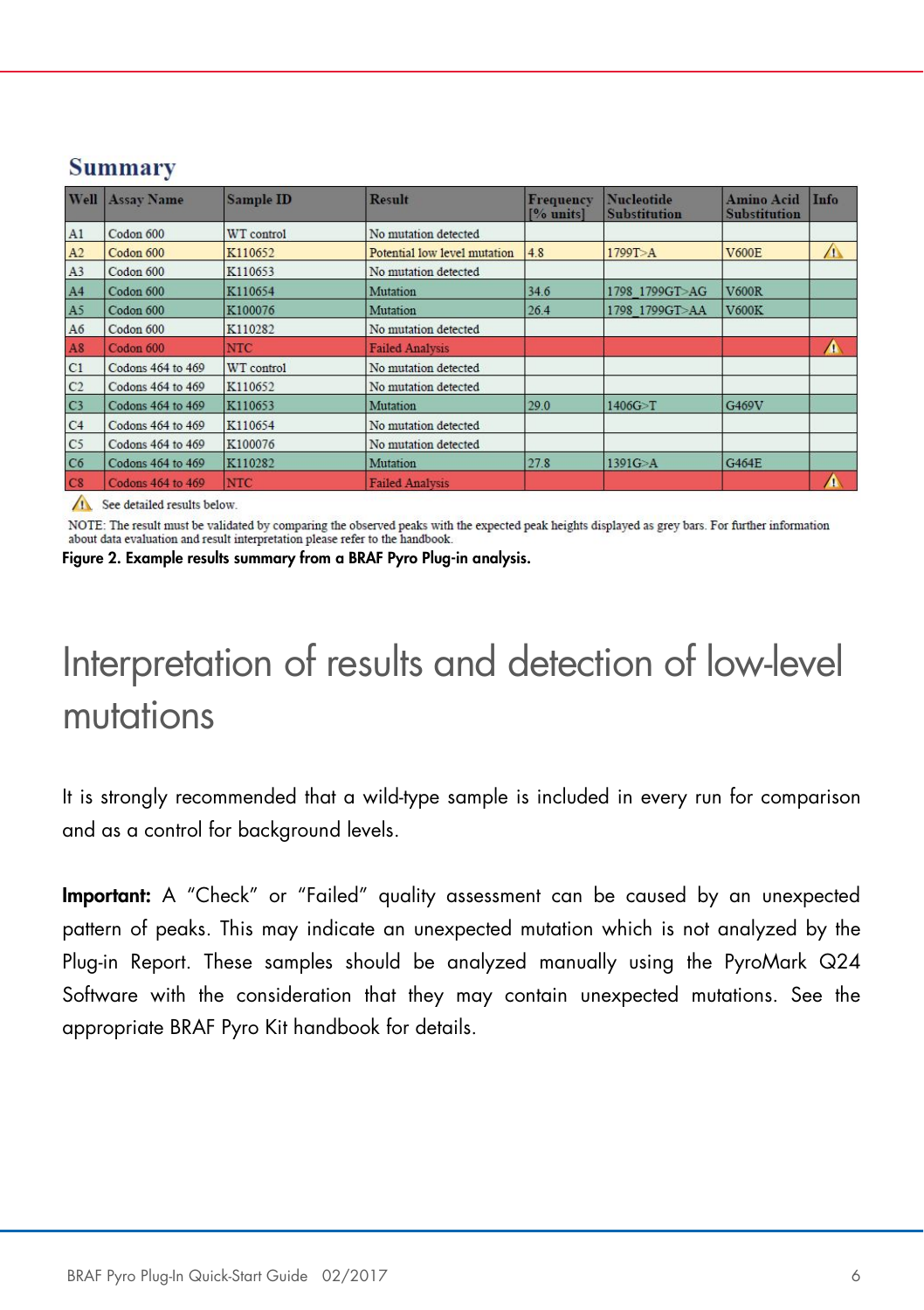## Summary

| Well | Assay Name | Sample ID | Result | Frequency [% units] | Nucleotide Substitution | Amino Acid Substitution | Info |
|---|---|---|---|---|---|---|---|
| A1 | Codon 600 | WT control | No mutation detected | | | | |
| A2 | Codon 600 | K110652 | Potential low level mutation | 4.8 | 1799T>A | V600E | ⚠ |
| A3 | Codon 600 | K110653 | No mutation detected | | | | |
| A4 | Codon 600 | K110654 | Mutation | 34.6 | 1798_1799GT>AG | V600R | |
| A5 | Codon 600 | K100076 | Mutation | 26.4 | 1798_1799GT>AA | V600K | |
| A6 | Codon 600 | K110282 | No mutation detected | | | | |
| A8 | Codon 600 | NTC | Failed Analysis | | | | ⚠ |
| C1 | Codons 464 to 469 | WT control | No mutation detected | | | | |
| C2 | Codons 464 to 469 | K110652 | No mutation detected | | | | |
| C3 | Codons 464 to 469 | K110653 | Mutation | 29.0 | 1406G>T | G469V | |
| C4 | Codons 464 to 469 | K110654 | No mutation detected | | | | |
| C5 | Codons 464 to 469 | K100076 | No mutation detected | | | | |
| C6 | Codons 464 to 469 | K110282 | Mutation | 27.8 | 1391G>A | G464E | |
| C8 | Codons 464 to 469 | NTC | Failed Analysis | | | | ⚠ |

⚠ See detailed results below.

NOTE: The result must be validated by comparing the observed peaks with the expected peak heights displayed as grey bars. For further information about data evaluation and result interpretation please refer to the handbook.

**Figure 2. Example results summary from a BRAF Pyro Plug-in analysis.**

# Interpretation of results and detection of low-level mutations

It is strongly recommended that a wild-type sample is included in every run for comparison and as a control for background levels.

**Important:** A "Check" or "Failed" quality assessment can be caused by an unexpected pattern of peaks. This may indicate an unexpected mutation which is not analyzed by the Plug-in Report. These samples should be analyzed manually using the PyroMark Q24 Software with the consideration that they may contain unexpected mutations. See the appropriate BRAF Pyro Kit handbook for details.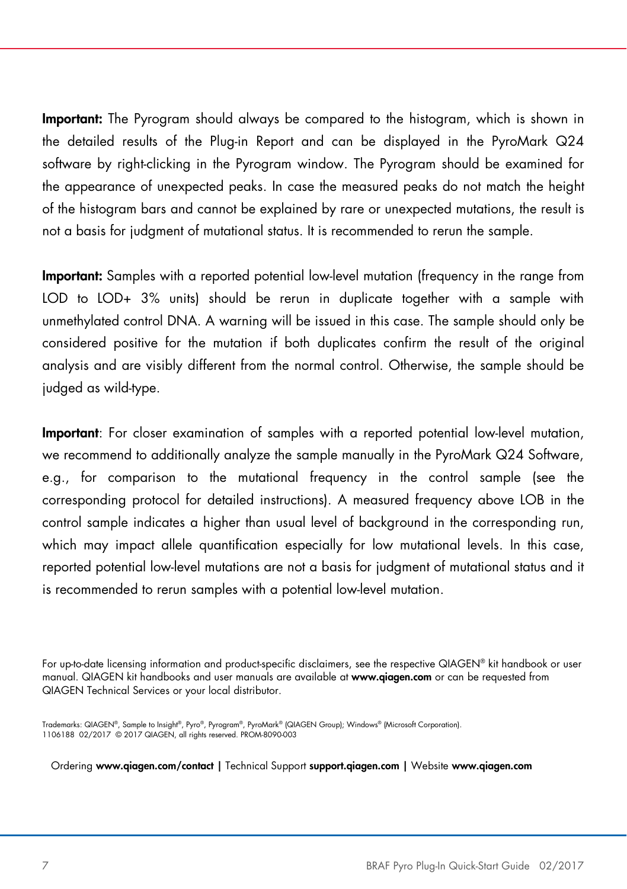**Important:** The Pyrogram should always be compared to the histogram, which is shown in the detailed results of the Plug-in Report and can be displayed in the PyroMark Q24 software by right-clicking in the Pyrogram window. The Pyrogram should be examined for the appearance of unexpected peaks. In case the measured peaks do not match the height of the histogram bars and cannot be explained by rare or unexpected mutations, the result is not a basis for judgment of mutational status. It is recommended to rerun the sample.

**Important:** Samples with a reported potential low-level mutation (frequency in the range from LOD to LOD+ 3% units) should be rerun in duplicate together with a sample with unmethylated control DNA. A warning will be issued in this case. The sample should only be considered positive for the mutation if both duplicates confirm the result of the original analysis and are visibly different from the normal control. Otherwise, the sample should be judged as wild-type.

**Important**: For closer examination of samples with a reported potential low-level mutation, we recommend to additionally analyze the sample manually in the PyroMark Q24 Software, e.g., for comparison to the mutational frequency in the control sample (see the corresponding protocol for detailed instructions). A measured frequency above LOB in the control sample indicates a higher than usual level of background in the corresponding run, which may impact allele quantification especially for low mutational levels. In this case, reported potential low-level mutations are not a basis for judgment of mutational status and it is recommended to rerun samples with a potential low-level mutation.

For up-to-date licensing information and product-specific disclaimers, see the respective QIAGEN® kit handbook or user manual. QIAGEN kit handbooks and user manuals are available at **www.qiagen.com** or can be requested from QIAGEN Technical Services or your local distributor.

Trademarks: QIAGEN®, Sample to Insight®, Pyro®, Pyrogram®, PyroMark® (QIAGEN Group); Windows® (Microsoft Corporation).
1106188 02/2017 © 2017 QIAGEN, all rights reserved. PROM-8090-003

Ordering **www.qiagen.com/contact** | Technical Support **support.qiagen.com** | Website **www.qiagen.com**